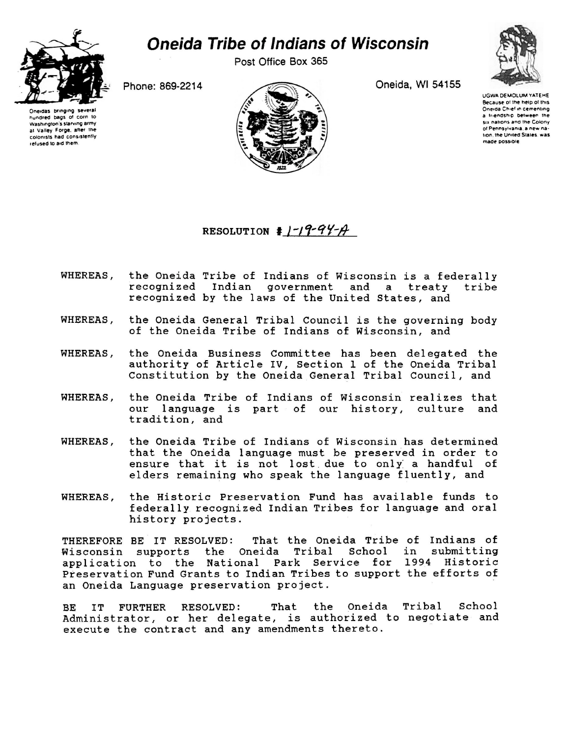# Oneida Tribe of Indians of Wisconsin

Post Office Box 365

Phone: 869-2214

Oneida, WI 54155

Oneidas bringing several hundred bags of corn to Washington's starving army at Valley Forge, after the colonists had consistently refused to aid them.

UGWA DEMOLUM YATEHE
Because of the help of this Oneida Chief in cementing a friendship between the six nations and the Colony of Pennsylvania, a new nation, the United States, was made possible.

## RESOLUTION # 1-19-94-A

WHEREAS, the Oneida Tribe of Indians of Wisconsin is a federally recognized Indian government and a treaty tribe recognized by the laws of the United States, and

WHEREAS, the Oneida General Tribal Council is the governing body of the Oneida Tribe of Indians of Wisconsin, and

WHEREAS, the Oneida Business Committee has been delegated the authority of Article IV, Section 1 of the Oneida Tribal Constitution by the Oneida General Tribal Council, and

WHEREAS, the Oneida Tribe of Indians of Wisconsin realizes that our language is part of our history, culture and tradition, and

WHEREAS, the Oneida Tribe of Indians of Wisconsin has determined that the Oneida language must be preserved in order to ensure that it is not lost due to only a handful of elders remaining who speak the language fluently, and

WHEREAS, the Historic Preservation Fund has available funds to federally recognized Indian Tribes for language and oral history projects.

THEREFORE BE IT RESOLVED: That the Oneida Tribe of Indians of Wisconsin supports the Oneida Tribal School in submitting application to the National Park Service for 1994 Historic Preservation Fund Grants to Indian Tribes to support the efforts of an Oneida Language preservation project.

BE IT FURTHER RESOLVED: That the Oneida Tribal School Administrator, or her delegate, is authorized to negotiate and execute the contract and any amendments thereto.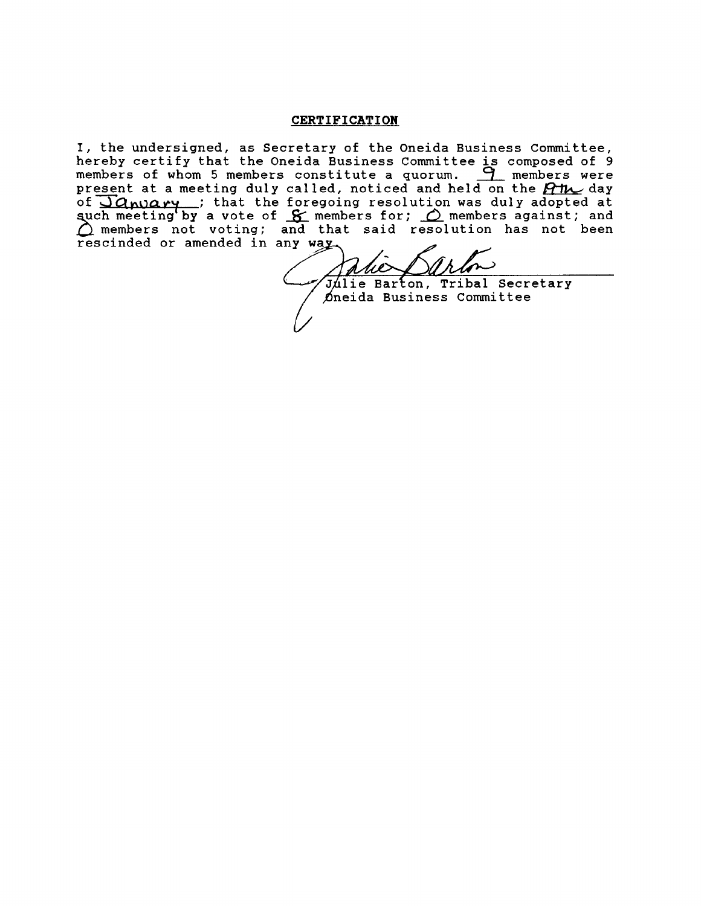**CERTIFICATION**

I, the undersigned, as Secretary of the Oneida Business Committee, hereby certify that the Oneida Business Committee is composed of 9 members of whom 5 members constitute a quorum. 9 members were present at a meeting duly called, noticed and held on the 8th day of January; that the foregoing resolution was duly adopted at such meeting by a vote of 8 members for; 0 members against; and 0 members not voting; and that said resolution has not been rescinded or amended in any way.

Julie Barton, Tribal Secretary
Oneida Business Committee